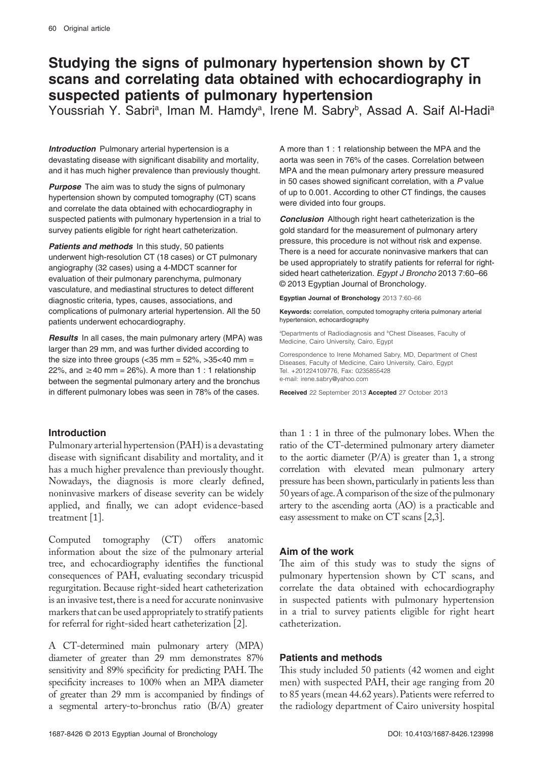# Studying the signs of pulmonary hypertension shown by CT scans and correlating data obtained with echocardiography in suspected patients of pulmonary hypertension

Youssriah Y. Sabri[a], Iman M. Hamdy[a], Irene M. Sabry[b], Assad A. Saif Al-Hadi[a]

***Introduction*** Pulmonary arterial hypertension is a devastating disease with significant disability and mortality, and it has much higher prevalence than previously thought.

***Purpose*** The aim was to study the signs of pulmonary hypertension shown by computed tomography (CT) scans and correlate the data obtained with echocardiography in suspected patients with pulmonary hypertension in a trial to survey patients eligible for right heart catheterization.

***Patients and methods*** In this study, 50 patients underwent high-resolution CT (18 cases) or CT pulmonary angiography (32 cases) using a 4-MDCT scanner for evaluation of their pulmonary parenchyma, pulmonary vasculature, and mediastinal structures to detect different diagnostic criteria, types, causes, associations, and complications of pulmonary arterial hypertension. All the 50 patients underwent echocardiography.

***Results*** In all cases, the main pulmonary artery (MPA) was larger than 29 mm, and was further divided according to the size into three groups (<35 mm = 52%, >35<40 mm = 22%, and ≥40 mm = 26%). A more than 1 : 1 relationship between the segmental pulmonary artery and the bronchus in different pulmonary lobes was seen in 78% of the cases. A more than 1 : 1 relationship between the MPA and the aorta was seen in 76% of the cases. Correlation between MPA and the mean pulmonary artery pressure measured in 50 cases showed significant correlation, with a *P* value of up to 0.001. According to other CT findings, the causes were divided into four groups.

***Conclusion*** Although right heart catheterization is the gold standard for the measurement of pulmonary artery pressure, this procedure is not without risk and expense. There is a need for accurate noninvasive markers that can be used appropriately to stratify patients for referral for right-sided heart catheterization. *Egypt J Broncho* 2013 7:60–66 © 2013 Egyptian Journal of Bronchology.

**Egyptian Journal of Bronchology** 2013 7:60–66

**Keywords:** correlation, computed tomography criteria pulmonary arterial hypertension, echocardiography

[a]Departments of Radiodiagnosis and [b]Chest Diseases, Faculty of Medicine, Cairo University, Cairo, Egypt

Correspondence to Irene Mohamed Sabry, MD, Department of Chest Diseases, Faculty of Medicine, Cairo University, Cairo, Egypt
Tel. +201224109776, Fax: 0235855428
e-mail: irene.sabry@yahoo.com

**Received** 22 September 2013 **Accepted** 27 October 2013

## Introduction

Pulmonary arterial hypertension (PAH) is a devastating disease with significant disability and mortality, and it has a much higher prevalence than previously thought. Nowadays, the diagnosis is more clearly defined, noninvasive markers of disease severity can be widely applied, and finally, we can adopt evidence-based treatment [1].

Computed tomography (CT) offers anatomic information about the size of the pulmonary arterial tree, and echocardiography identifies the functional consequences of PAH, evaluating secondary tricuspid regurgitation. Because right-sided heart catheterization is an invasive test, there is a need for accurate noninvasive markers that can be used appropriately to stratify patients for referral for right-sided heart catheterization [2].

A CT-determined main pulmonary artery (MPA) diameter of greater than 29 mm demonstrates 87% sensitivity and 89% specificity for predicting PAH. The specificity increases to 100% when an MPA diameter of greater than 29 mm is accompanied by findings of a segmental artery-to-bronchus ratio (B/A) greater than 1 : 1 in three of the pulmonary lobes. When the ratio of the CT-determined pulmonary artery diameter to the aortic diameter (P/A) is greater than 1, a strong correlation with elevated mean pulmonary artery pressure has been shown, particularly in patients less than 50 years of age. A comparison of the size of the pulmonary artery to the ascending aorta (AO) is a practicable and easy assessment to make on CT scans [2,3].

## Aim of the work

The aim of this study was to study the signs of pulmonary hypertension shown by CT scans, and correlate the data obtained with echocardiography in suspected patients with pulmonary hypertension in a trial to survey patients eligible for right heart catheterization.

## Patients and methods

This study included 50 patients (42 women and eight men) with suspected PAH, their age ranging from 20 to 85 years (mean 44.62 years). Patients were referred to the radiology department of Cairo university hospital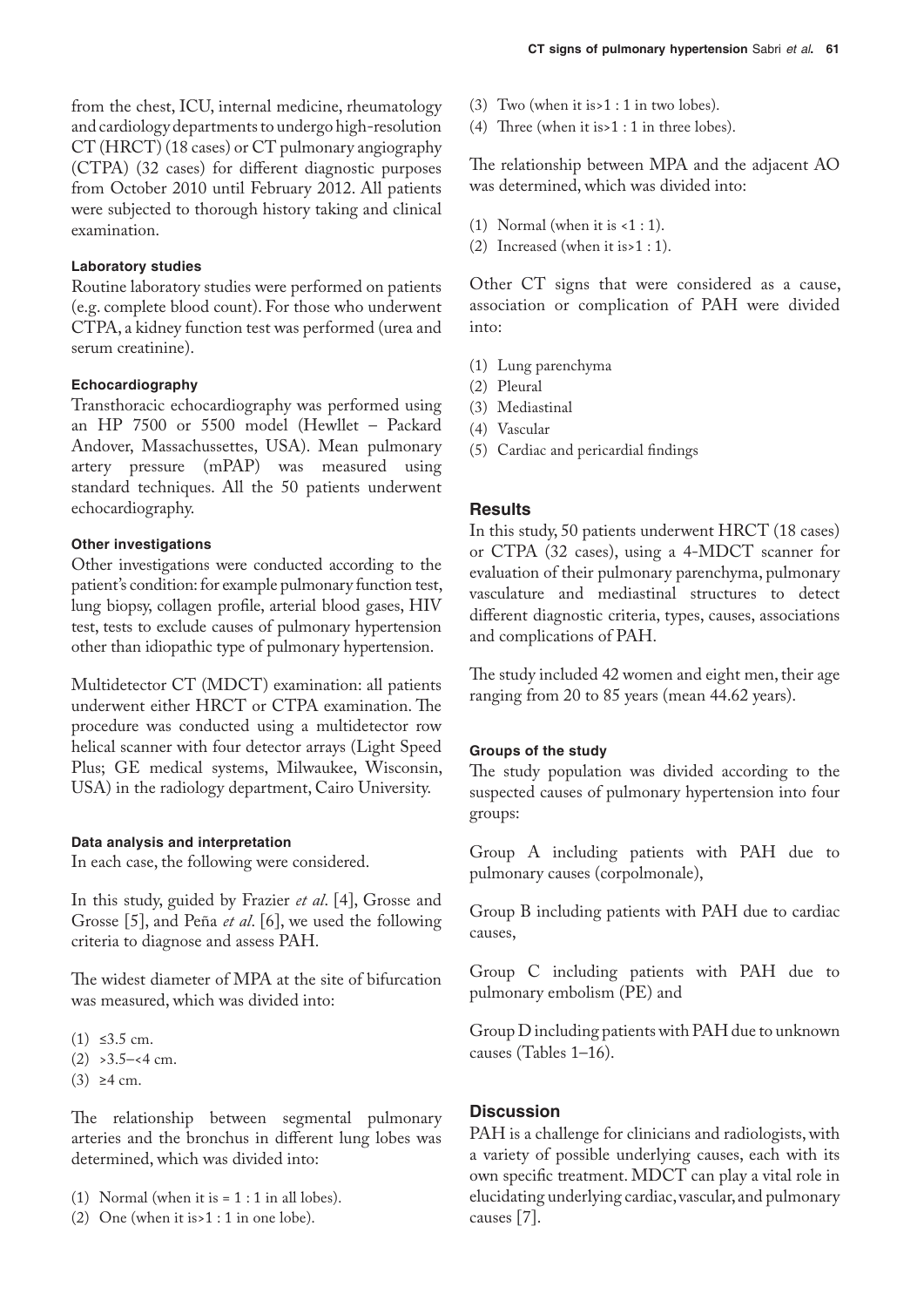from the chest, ICU, internal medicine, rheumatology and cardiology departments to undergo high-resolution CT (HRCT) (18 cases) or CT pulmonary angiography (CTPA) (32 cases) for different diagnostic purposes from October 2010 until February 2012. All patients were subjected to thorough history taking and clinical examination.

#### Laboratory studies

Routine laboratory studies were performed on patients (e.g. complete blood count). For those who underwent CTPA, a kidney function test was performed (urea and serum creatinine).

#### Echocardiography

Transthoracic echocardiography was performed using an HP 7500 or 5500 model (Hewllet – Packard Andover, Massachussettes, USA). Mean pulmonary artery pressure (mPAP) was measured using standard techniques. All the 50 patients underwent echocardiography.

#### Other investigations

Other investigations were conducted according to the patient's condition: for example pulmonary function test, lung biopsy, collagen profile, arterial blood gases, HIV test, tests to exclude causes of pulmonary hypertension other than idiopathic type of pulmonary hypertension.

Multidetector CT (MDCT) examination: all patients underwent either HRCT or CTPA examination. The procedure was conducted using a multidetector row helical scanner with four detector arrays (Light Speed Plus; GE medical systems, Milwaukee, Wisconsin, USA) in the radiology department, Cairo University.

#### Data analysis and interpretation

In each case, the following were considered.

In this study, guided by Frazier *et al*. [4], Grosse and Grosse [5], and Peña *et al*. [6], we used the following criteria to diagnose and assess PAH.

The widest diameter of MPA at the site of bifurcation was measured, which was divided into:

(1) ≤3.5 cm.
(2) >3.5–<4 cm.
(3) ≥4 cm.

The relationship between segmental pulmonary arteries and the bronchus in different lung lobes was determined, which was divided into:

(1) Normal (when it is = 1 : 1 in all lobes).
(2) One (when it is>1 : 1 in one lobe).
(3) Two (when it is>1 : 1 in two lobes).
(4) Three (when it is>1 : 1 in three lobes).

The relationship between MPA and the adjacent AO was determined, which was divided into:

(1) Normal (when it is <1 : 1).
(2) Increased (when it is>1 : 1).

Other CT signs that were considered as a cause, association or complication of PAH were divided into:

(1) Lung parenchyma
(2) Pleural
(3) Mediastinal
(4) Vascular
(5) Cardiac and pericardial findings

### Results

In this study, 50 patients underwent HRCT (18 cases) or CTPA (32 cases), using a 4-MDCT scanner for evaluation of their pulmonary parenchyma, pulmonary vasculature and mediastinal structures to detect different diagnostic criteria, types, causes, associations and complications of PAH.

The study included 42 women and eight men, their age ranging from 20 to 85 years (mean 44.62 years).

#### Groups of the study

The study population was divided according to the suspected causes of pulmonary hypertension into four groups:

Group A including patients with PAH due to pulmonary causes (corpolmonale),

Group B including patients with PAH due to cardiac causes,

Group C including patients with PAH due to pulmonary embolism (PE) and

Group D including patients with PAH due to unknown causes (Tables 1–16).

### Discussion

PAH is a challenge for clinicians and radiologists, with a variety of possible underlying causes, each with its own specific treatment. MDCT can play a vital role in elucidating underlying cardiac, vascular, and pulmonary causes [7].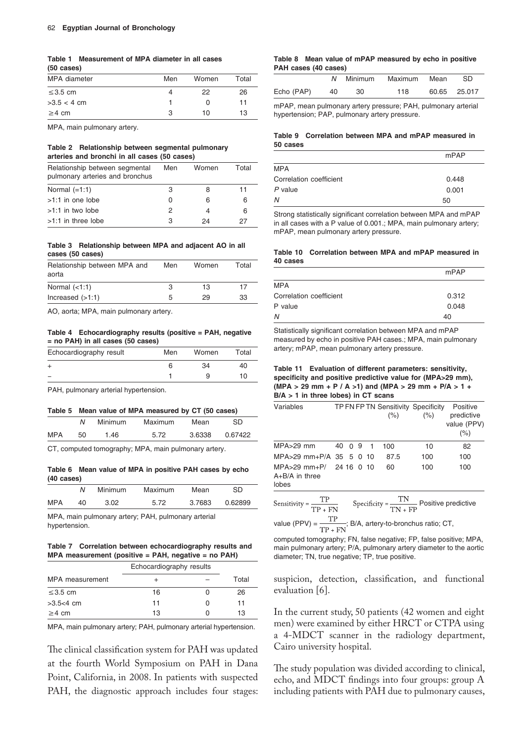**Table 1 Measurement of MPA diameter in all cases (50 cases)**

| MPA diameter | Men | Women | Total |
|---|---|---|---|
| ≤3.5 cm | 4 | 22 | 26 |
| >3.5 < 4 cm | 1 | 0 | 11 |
| ≥4 cm | 3 | 10 | 13 |

MPA, main pulmonary artery.

**Table 2 Relationship between segmental pulmonary arteries and bronchi in all cases (50 cases)**

| Relationship between segmental pulmonary arteries and bronchus | Men | Women | Total |
|---|---|---|---|
| Normal (=1:1) | 3 | 8 | 11 |
| >1:1 in one lobe | 0 | 6 | 6 |
| >1:1 in two lobe | 2 | 4 | 6 |
| >1:1 in three lobe | 3 | 24 | 27 |

**Table 3 Relationship between MPA and adjacent AO in all cases (50 cases)**

| Relationship between MPA and aorta | Men | Women | Total |
|---|---|---|---|
| Normal (<1:1) | 3 | 13 | 17 |
| Increased (>1:1) | 5 | 29 | 33 |

AO, aorta; MPA, main pulmonary artery.

**Table 4 Echocardiography results (positive = PAH, negative = no PAH) in all cases (50 cases)**

| Echocardiography result | Men | Women | Total |
|---|---|---|---|
| + | 6 | 34 | 40 |
| – | 1 | 9 | 10 |

PAH, pulmonary arterial hypertension.

**Table 5 Mean value of MPA measured by CT (50 cases)**

| | *N* | Minimum | Maximum | Mean | SD |
|---|---|---|---|---|---|
| MPA | 50 | 1.46 | 5.72 | 3.6338 | 0.67422 |

CT, computed tomography; MPA, main pulmonary artery.

**Table 6 Mean value of MPA in positive PAH cases by echo (40 cases)**

| | *N* | Minimum | Maximum | Mean | SD |
|---|---|---|---|---|---|
| MPA | 40 | 3.02 | 5.72 | 3.7683 | 0.62899 |

MPA, main pulmonary artery; PAH, pulmonary arterial hypertension.

**Table 7 Correlation between echocardiography results and MPA measurement (positive = PAH, negative = no PAH)**

| | Echocardiography results | | |
|---|---|---|---|
| MPA measurement | + | – | Total |
| ≤3.5 cm | 16 | 0 | 26 |
| >3.5<4 cm | 11 | 0 | 11 |
| ≥4 cm | 13 | 0 | 13 |

MPA, main pulmonary artery; PAH, pulmonary arterial hypertension.

The clinical classification system for PAH was updated at the fourth World Symposium on PAH in Dana Point, California, in 2008. In patients with suspected PAH, the diagnostic approach includes four stages: suspicion, detection, classification, and functional evaluation [6].

**Table 8 Mean value of mPAP measured by echo in positive PAH cases (40 cases)**

| | *N* | Minimum | Maximum | Mean | SD |
|---|---|---|---|---|---|
| Echo (PAP) | 40 | 30 | 118 | 60.65 | 25.017 |

mPAP, mean pulmonary artery pressure; PAH, pulmonary arterial hypertension; PAP, pulmonary artery pressure.

**Table 9 Correlation between MPA and mPAP measured in 50 cases**

| | mPAP |
|---|---|
| MPA | |
| Correlation coefficient | 0.448 |
| *P* value | 0.001 |
| *N* | 50 |

Strong statistically significant correlation between MPA and mPAP in all cases with a P value of 0.001.; MPA, main pulmonary artery; mPAP, mean pulmonary artery pressure.

**Table 10 Correlation between MPA and mPAP measured in 40 cases**

| | mPAP |
|---|---|
| MPA | |
| Correlation coefficient | 0.312 |
| P value | 0.048 |
| *N* | 40 |

Statistically significant correlation between MPA and mPAP measured by echo in positive PAH cases.; MPA, main pulmonary artery; mPAP, mean pulmonary artery pressure.

**Table 11 Evaluation of different parameters: sensitivity, specificity and positive predictive value for (MPA>29 mm), (MPA > 29 mm + P / A >1) and (MPA > 29 mm + P/A > 1 + B/A > 1 in three lobes) in CT scans**

| Variables | TP | FN | FP | TN | Sensitivity (%) | Specificity (%) | Positive predictive value (PPV) (%) |
|---|---|---|---|---|---|---|---|
| MPA>29 mm | 40 | 0 | 9 | 1 | 100 | 10 | 82 |
| MPA>29 mm+P/A | 35 | 5 | 0 | 10 | 87.5 | 100 | 100 |
| MPA>29 mm+P/A+B/A in three lobes | 24 | 16 | 0 | 10 | 60 | 100 | 100 |

$\text{Sensitivity} = \frac{TP}{TP+FN}$ $\text{Specificity} = \frac{TN}{TN+FP}$ Positive predictive value (PPV) $= \frac{TP}{TP+FN}$; B/A, artery-to-bronchus ratio; CT, computed tomography; FN, false negative; FP, false positive; MPA, main pulmonary artery; P/A, pulmonary artery diameter to the aortic diameter; TN, true negative; TP, true positive.

In the current study, 50 patients (42 women and eight men) were examined by either HRCT or CTPA using a 4-MDCT scanner in the radiology department, Cairo university hospital.

The study population was divided according to clinical, echo, and MDCT findings into four groups: group A including patients with PAH due to pulmonary causes,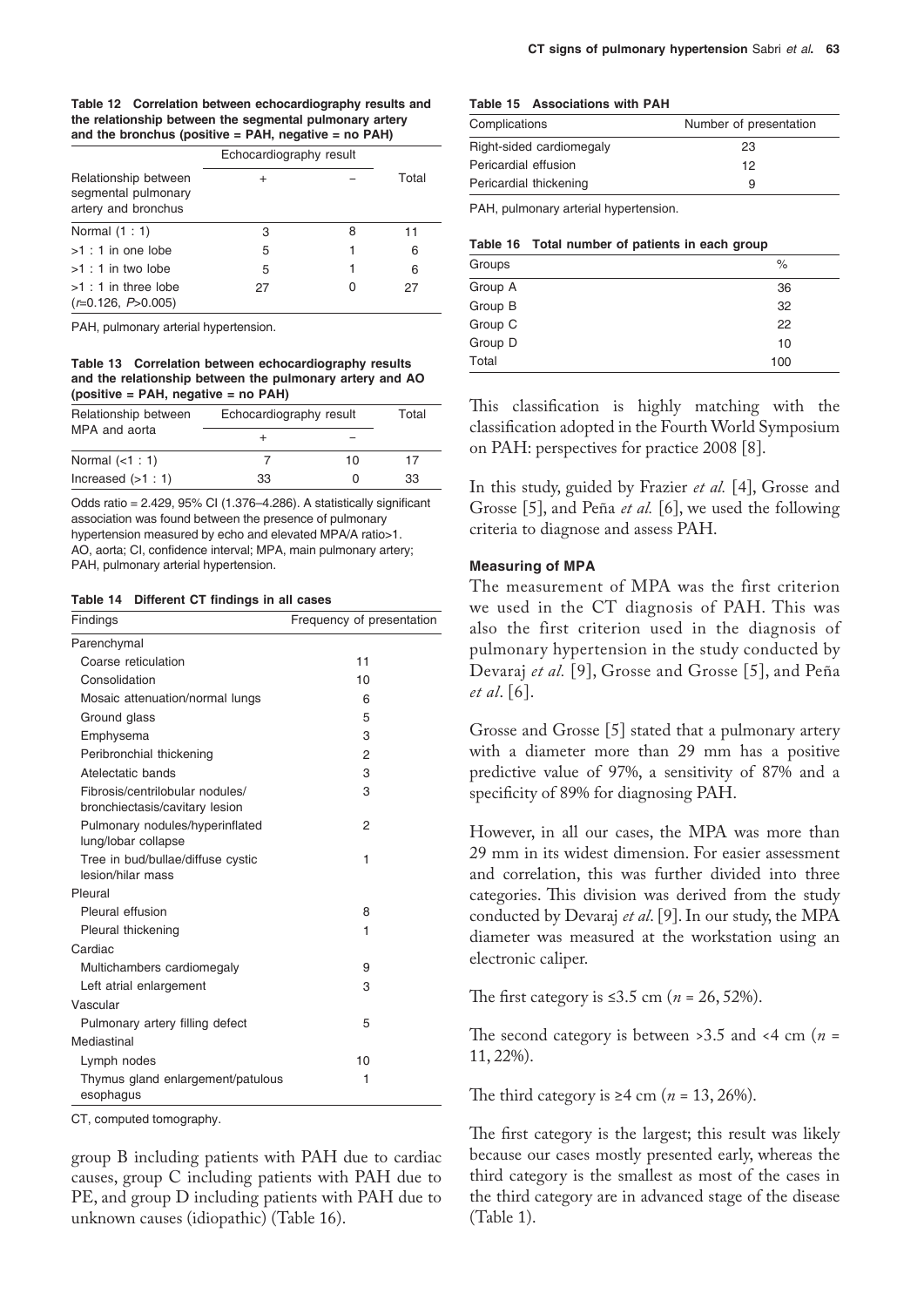**Table 12 Correlation between echocardiography results and the relationship between the segmental pulmonary artery and the bronchus (positive = PAH, negative = no PAH)**

| Relationship between segmental pulmonary artery and bronchus | Echocardiography result | | Total |
|---|---|---|---|
| | + | − | |
| Normal (1 : 1) | 3 | 8 | 11 |
| >1 : 1 in one lobe | 5 | 1 | 6 |
| >1 : 1 in two lobe | 5 | 1 | 6 |
| >1 : 1 in three lobe ($r$=0.126, $P$>0.005) | 27 | 0 | 27 |

PAH, pulmonary arterial hypertension.

**Table 13 Correlation between echocardiography results and the relationship between the pulmonary artery and AO (positive = PAH, negative = no PAH)**

| Relationship between MPA and aorta | Echocardiography result | | Total |
|---|---|---|---|
| | + | − | |
| Normal (<1 : 1) | 7 | 10 | 17 |
| Increased (>1 : 1) | 33 | 0 | 33 |

Odds ratio = 2.429, 95% CI (1.376–4.286). A statistically significant association was found between the presence of pulmonary hypertension measured by echo and elevated MPA/A ratio>1.
AO, aorta; CI, confidence interval; MPA, main pulmonary artery; PAH, pulmonary arterial hypertension.

**Table 14 Different CT findings in all cases**

| Findings | Frequency of presentation |
|---|---|
| Parenchymal | |
| Coarse reticulation | 11 |
| Consolidation | 10 |
| Mosaic attenuation/normal lungs | 6 |
| Ground glass | 5 |
| Emphysema | 3 |
| Peribronchial thickening | 2 |
| Atelectatic bands | 3 |
| Fibrosis/centrilobular nodules/bronchiectasis/cavitary lesion | 3 |
| Pulmonary nodules/hyperinflated lung/lobar collapse | 2 |
| Tree in bud/bullae/diffuse cystic lesion/hilar mass | 1 |
| Pleural | |
| Pleural effusion | 8 |
| Pleural thickening | 1 |
| Cardiac | |
| Multichambers cardiomegaly | 9 |
| Left atrial enlargement | 3 |
| Vascular | |
| Pulmonary artery filling defect | 5 |
| Mediastinal | |
| Lymph nodes | 10 |
| Thymus gland enlargement/patulous esophagus | 1 |

CT, computed tomography.

group B including patients with PAH due to cardiac causes, group C including patients with PAH due to PE, and group D including patients with PAH due to unknown causes (idiopathic) (Table 16).

**Table 15 Associations with PAH**

| Complications | Number of presentation |
|---|---|
| Right-sided cardiomegaly | 23 |
| Pericardial effusion | 12 |
| Pericardial thickening | 9 |

PAH, pulmonary arterial hypertension.

**Table 16 Total number of patients in each group**

| Groups | % |
|---|---|
| Group A | 36 |
| Group B | 32 |
| Group C | 22 |
| Group D | 10 |
| Total | 100 |

This classification is highly matching with the classification adopted in the Fourth World Symposium on PAH: perspectives for practice 2008 [8].

In this study, guided by Frazier *et al.* [4], Grosse and Grosse [5], and Peña *et al.* [6], we used the following criteria to diagnose and assess PAH.

#### Measuring of MPA

The measurement of MPA was the first criterion we used in the CT diagnosis of PAH. This was also the first criterion used in the diagnosis of pulmonary hypertension in the study conducted by Devaraj *et al.* [9], Grosse and Grosse [5], and Peña *et al*. [6].

Grosse and Grosse [5] stated that a pulmonary artery with a diameter more than 29 mm has a positive predictive value of 97%, a sensitivity of 87% and a specificity of 89% for diagnosing PAH.

However, in all our cases, the MPA was more than 29 mm in its widest dimension. For easier assessment and correlation, this was further divided into three categories. This division was derived from the study conducted by Devaraj *et al*. [9]. In our study, the MPA diameter was measured at the workstation using an electronic caliper.

The first category is ≤3.5 cm ($n$ = 26, 52%).

The second category is between >3.5 and <4 cm ($n$ = 11, 22%).

The third category is ≥4 cm ($n$ = 13, 26%).

The first category is the largest; this result was likely because our cases mostly presented early, whereas the third category is the smallest as most of the cases in the third category are in advanced stage of the disease (Table 1).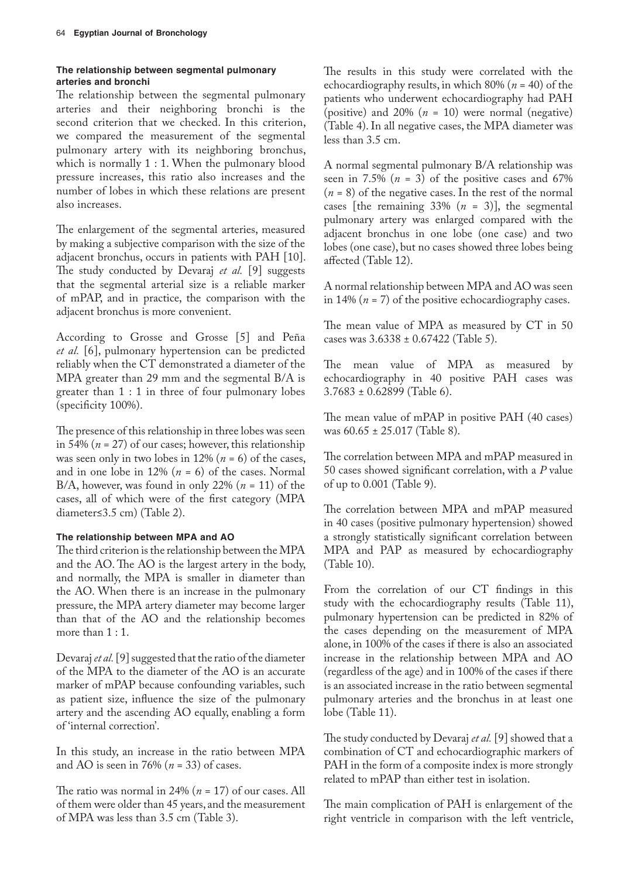### The relationship between segmental pulmonary arteries and bronchi

The relationship between the segmental pulmonary arteries and their neighboring bronchi is the second criterion that we checked. In this criterion, we compared the measurement of the segmental pulmonary artery with its neighboring bronchus, which is normally 1 : 1. When the pulmonary blood pressure increases, this ratio also increases and the number of lobes in which these relations are present also increases.

The enlargement of the segmental arteries, measured by making a subjective comparison with the size of the adjacent bronchus, occurs in patients with PAH [10]. The study conducted by Devaraj *et al.* [9] suggests that the segmental arterial size is a reliable marker of mPAP, and in practice, the comparison with the adjacent bronchus is more convenient.

According to Grosse and Grosse [5] and Peña *et al.* [6], pulmonary hypertension can be predicted reliably when the CT demonstrated a diameter of the MPA greater than 29 mm and the segmental B/A is greater than 1 : 1 in three of four pulmonary lobes (specificity 100%).

The presence of this relationship in three lobes was seen in 54% ($n$ = 27) of our cases; however, this relationship was seen only in two lobes in 12% ($n$ = 6) of the cases, and in one lobe in 12% ($n$ = 6) of the cases. Normal B/A, however, was found in only 22% ($n$ = 11) of the cases, all of which were of the first category (MPA diameter≤3.5 cm) (Table 2).

### The relationship between MPA and AO

The third criterion is the relationship between the MPA and the AO. The AO is the largest artery in the body, and normally, the MPA is smaller in diameter than the AO. When there is an increase in the pulmonary pressure, the MPA artery diameter may become larger than that of the AO and the relationship becomes more than 1 : 1.

Devaraj *et al.* [9] suggested that the ratio of the diameter of the MPA to the diameter of the AO is an accurate marker of mPAP because confounding variables, such as patient size, influence the size of the pulmonary artery and the ascending AO equally, enabling a form of 'internal correction'.

In this study, an increase in the ratio between MPA and AO is seen in 76% ($n$ = 33) of cases.

The ratio was normal in 24% ($n$ = 17) of our cases. All of them were older than 45 years, and the measurement of MPA was less than 3.5 cm (Table 3).

The results in this study were correlated with the echocardiography results, in which 80% ($n$ = 40) of the patients who underwent echocardiography had PAH (positive) and 20% ($n$ = 10) were normal (negative) (Table 4). In all negative cases, the MPA diameter was less than 3.5 cm.

A normal segmental pulmonary B/A relationship was seen in 7.5% ($n$ = 3) of the positive cases and 67% ($n$ = 8) of the negative cases. In the rest of the normal cases [the remaining 33% ($n$ = 3)], the segmental pulmonary artery was enlarged compared with the adjacent bronchus in one lobe (one case) and two lobes (one case), but no cases showed three lobes being affected (Table 12).

A normal relationship between MPA and AO was seen in 14% ($n$ = 7) of the positive echocardiography cases.

The mean value of MPA as measured by CT in 50 cases was 3.6338 ± 0.67422 (Table 5).

The mean value of MPA as measured by echocardiography in 40 positive PAH cases was 3.7683 ± 0.62899 (Table 6).

The mean value of mPAP in positive PAH (40 cases) was 60.65 ± 25.017 (Table 8).

The correlation between MPA and mPAP measured in 50 cases showed significant correlation, with a $P$ value of up to 0.001 (Table 9).

The correlation between MPA and mPAP measured in 40 cases (positive pulmonary hypertension) showed a strongly statistically significant correlation between MPA and PAP as measured by echocardiography (Table 10).

From the correlation of our CT findings in this study with the echocardiography results (Table 11), pulmonary hypertension can be predicted in 82% of the cases depending on the measurement of MPA alone, in 100% of the cases if there is also an associated increase in the relationship between MPA and AO (regardless of the age) and in 100% of the cases if there is an associated increase in the ratio between segmental pulmonary arteries and the bronchus in at least one lobe (Table 11).

The study conducted by Devaraj *et al.* [9] showed that a combination of CT and echocardiographic markers of PAH in the form of a composite index is more strongly related to mPAP than either test in isolation.

The main complication of PAH is enlargement of the right ventricle in comparison with the left ventricle,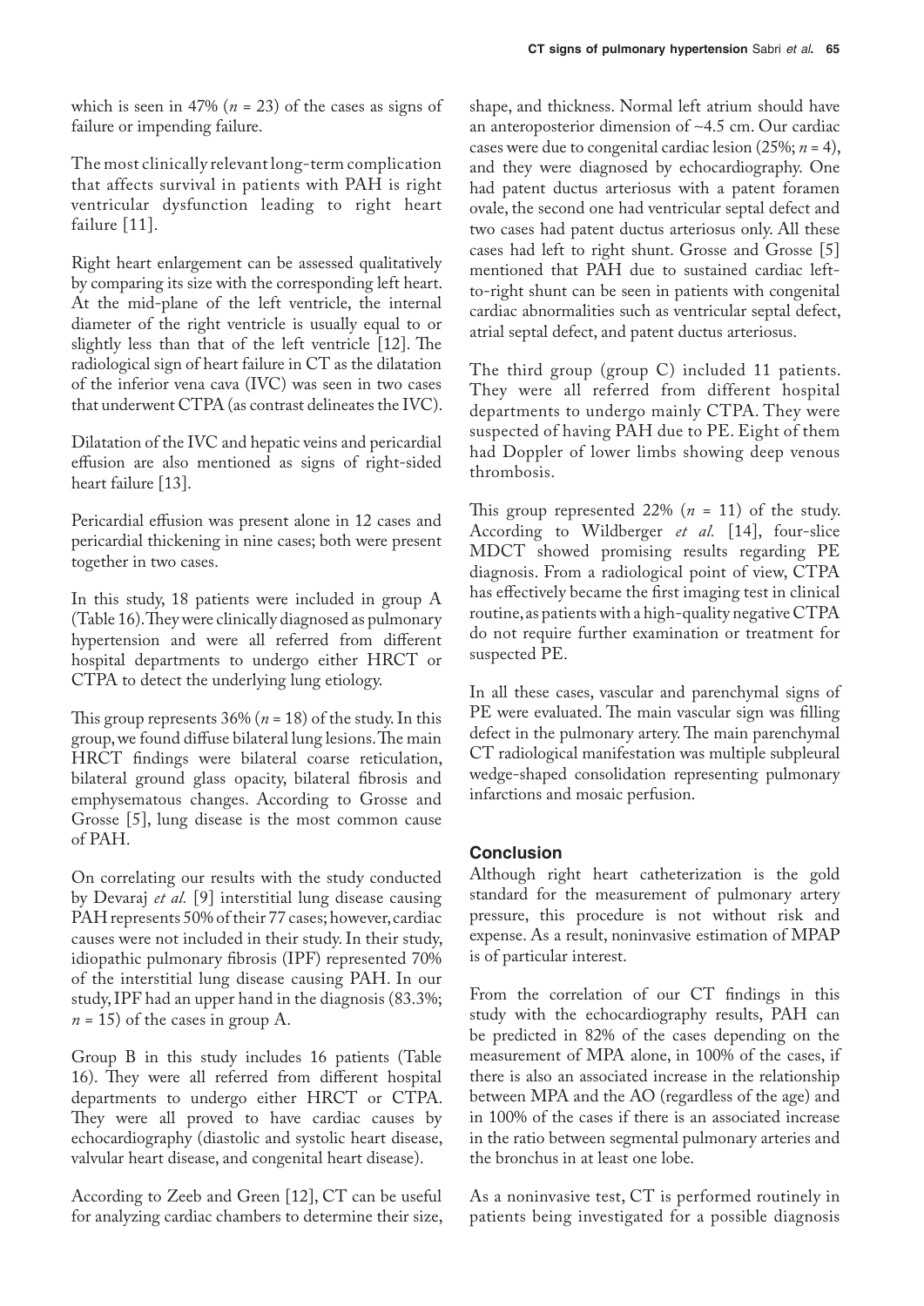which is seen in 47% ($n$ = 23) of the cases as signs of failure or impending failure.

The most clinically relevant long-term complication that affects survival in patients with PAH is right ventricular dysfunction leading to right heart failure [11].

Right heart enlargement can be assessed qualitatively by comparing its size with the corresponding left heart. At the mid-plane of the left ventricle, the internal diameter of the right ventricle is usually equal to or slightly less than that of the left ventricle [12]. The radiological sign of heart failure in CT as the dilatation of the inferior vena cava (IVC) was seen in two cases that underwent CTPA (as contrast delineates the IVC).

Dilatation of the IVC and hepatic veins and pericardial effusion are also mentioned as signs of right-sided heart failure [13].

Pericardial effusion was present alone in 12 cases and pericardial thickening in nine cases; both were present together in two cases.

In this study, 18 patients were included in group A (Table 16). They were clinically diagnosed as pulmonary hypertension and were all referred from different hospital departments to undergo either HRCT or CTPA to detect the underlying lung etiology.

This group represents 36% ($n$ = 18) of the study. In this group, we found diffuse bilateral lung lesions. The main HRCT findings were bilateral coarse reticulation, bilateral ground glass opacity, bilateral fibrosis and emphysematous changes. According to Grosse and Grosse [5], lung disease is the most common cause of PAH.

On correlating our results with the study conducted by Devaraj *et al.* [9] interstitial lung disease causing PAH represents 50% of their 77 cases; however, cardiac causes were not included in their study. In their study, idiopathic pulmonary fibrosis (IPF) represented 70% of the interstitial lung disease causing PAH. In our study, IPF had an upper hand in the diagnosis (83.3%; $n$ = 15) of the cases in group A.

Group B in this study includes 16 patients (Table 16). They were all referred from different hospital departments to undergo either HRCT or CTPA. They were all proved to have cardiac causes by echocardiography (diastolic and systolic heart disease, valvular heart disease, and congenital heart disease).

According to Zeeb and Green [12], CT can be useful for analyzing cardiac chambers to determine their size, shape, and thickness. Normal left atrium should have an anteroposterior dimension of ~4.5 cm. Our cardiac cases were due to congenital cardiac lesion (25%; $n$ = 4), and they were diagnosed by echocardiography. One had patent ductus arteriosus with a patent foramen ovale, the second one had ventricular septal defect and two cases had patent ductus arteriosus only. All these cases had left to right shunt. Grosse and Grosse [5] mentioned that PAH due to sustained cardiac left-to-right shunt can be seen in patients with congenital cardiac abnormalities such as ventricular septal defect, atrial septal defect, and patent ductus arteriosus.

The third group (group C) included 11 patients. They were all referred from different hospital departments to undergo mainly CTPA. They were suspected of having PAH due to PE. Eight of them had Doppler of lower limbs showing deep venous thrombosis.

This group represented 22% ($n$ = 11) of the study. According to Wildberger *et al.* [14], four-slice MDCT showed promising results regarding PE diagnosis. From a radiological point of view, CTPA has effectively became the first imaging test in clinical routine, as patients with a high-quality negative CTPA do not require further examination or treatment for suspected PE.

In all these cases, vascular and parenchymal signs of PE were evaluated. The main vascular sign was filling defect in the pulmonary artery. The main parenchymal CT radiological manifestation was multiple subpleural wedge-shaped consolidation representing pulmonary infarctions and mosaic perfusion.

## Conclusion

Although right heart catheterization is the gold standard for the measurement of pulmonary artery pressure, this procedure is not without risk and expense. As a result, noninvasive estimation of MPAP is of particular interest.

From the correlation of our CT findings in this study with the echocardiography results, PAH can be predicted in 82% of the cases depending on the measurement of MPA alone, in 100% of the cases, if there is also an associated increase in the relationship between MPA and the AO (regardless of the age) and in 100% of the cases if there is an associated increase in the ratio between segmental pulmonary arteries and the bronchus in at least one lobe.

As a noninvasive test, CT is performed routinely in patients being investigated for a possible diagnosis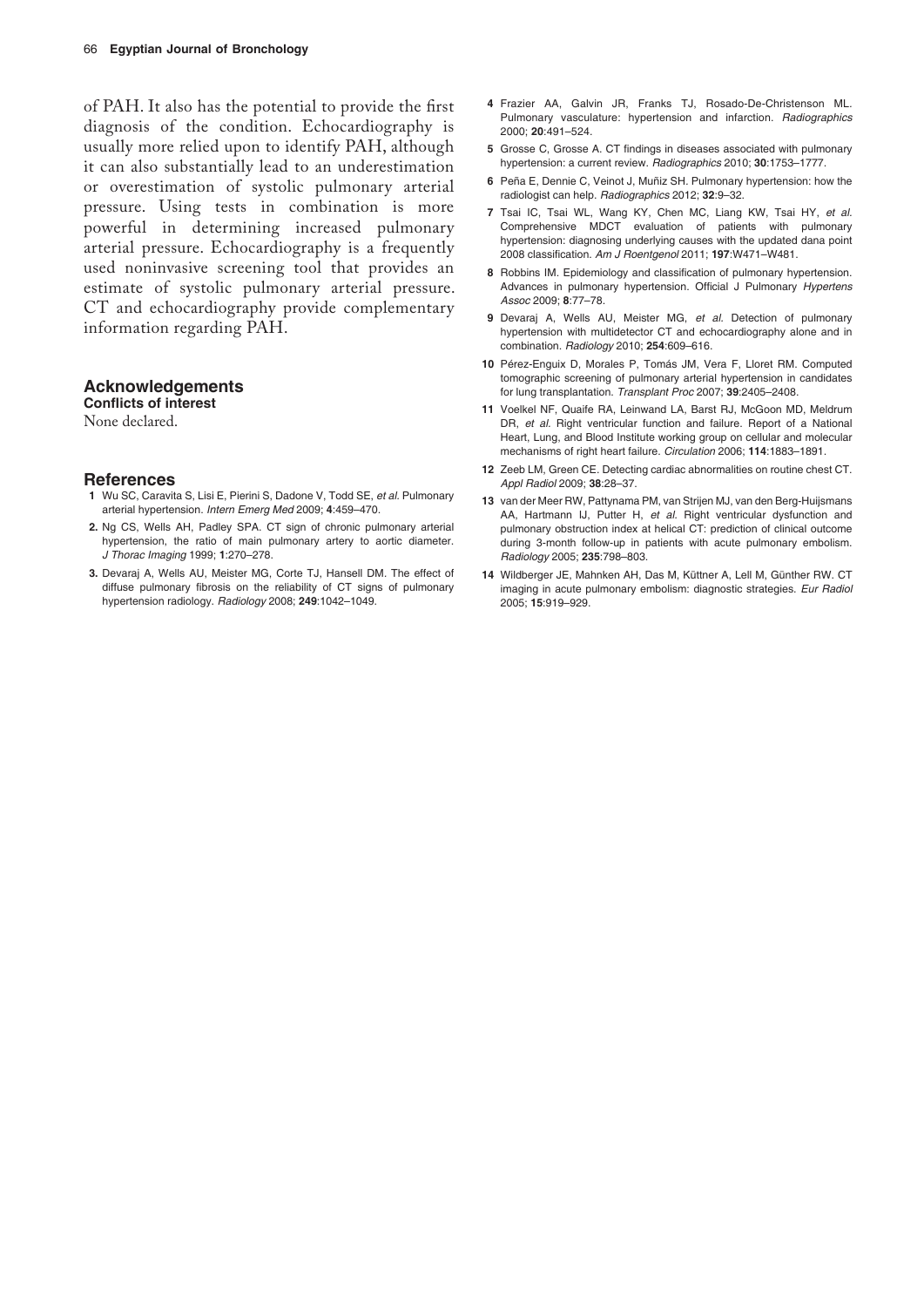of PAH. It also has the potential to provide the first diagnosis of the condition. Echocardiography is usually more relied upon to identify PAH, although it can also substantially lead to an underestimation or overestimation of systolic pulmonary arterial pressure. Using tests in combination is more powerful in determining increased pulmonary arterial pressure. Echocardiography is a frequently used noninvasive screening tool that provides an estimate of systolic pulmonary arterial pressure. CT and echocardiography provide complementary information regarding PAH.

## Acknowledgements

### Conflicts of interest

None declared.

## References

1 Wu SC, Caravita S, Lisi E, Pierini S, Dadone V, Todd SE, *et al.* Pulmonary arterial hypertension. *Intern Emerg Med* 2009; **4**:459–470.

2. Ng CS, Wells AH, Padley SPA. CT sign of chronic pulmonary arterial hypertension, the ratio of main pulmonary artery to aortic diameter. *J Thorac Imaging* 1999; **1**:270–278.

3. Devaraj A, Wells AU, Meister MG, Corte TJ, Hansell DM. The effect of diffuse pulmonary fibrosis on the reliability of CT signs of pulmonary hypertension radiology. *Radiology* 2008; **249**:1042–1049.

4 Frazier AA, Galvin JR, Franks TJ, Rosado-De-Christenson ML. Pulmonary vasculature: hypertension and infarction. *Radiographics* 2000; **20**:491–524.

5 Grosse C, Grosse A. CT findings in diseases associated with pulmonary hypertension: a current review. *Radiographics* 2010; **30**:1753–1777.

6 Peña E, Dennie C, Veinot J, Muñiz SH. Pulmonary hypertension: how the radiologist can help. *Radiographics* 2012; **32**:9–32.

7 Tsai IC, Tsai WL, Wang KY, Chen MC, Liang KW, Tsai HY, *et al.* Comprehensive MDCT evaluation of patients with pulmonary hypertension: diagnosing underlying causes with the updated dana point 2008 classification. *Am J Roentgenol* 2011; **197**:W471–W481.

8 Robbins IM. Epidemiology and classification of pulmonary hypertension. Advances in pulmonary hypertension. Official J Pulmonary *Hypertens Assoc* 2009; **8**:77–78.

9 Devaraj A, Wells AU, Meister MG, *et al.* Detection of pulmonary hypertension with multidetector CT and echocardiography alone and in combination. *Radiology* 2010; **254**:609–616.

10 Pérez-Enguix D, Morales P, Tomás JM, Vera F, Lloret RM. Computed tomographic screening of pulmonary arterial hypertension in candidates for lung transplantation. *Transplant Proc* 2007; **39**:2405–2408.

11 Voelkel NF, Quaife RA, Leinwand LA, Barst RJ, McGoon MD, Meldrum DR, *et al.* Right ventricular function and failure. Report of a National Heart, Lung, and Blood Institute working group on cellular and molecular mechanisms of right heart failure. *Circulation* 2006; **114**:1883–1891.

12 Zeeb LM, Green CE. Detecting cardiac abnormalities on routine chest CT. *Appl Radiol* 2009; **38**:28–37.

13 van der Meer RW, Pattynama PM, van Strijen MJ, van den Berg-Huijsmans AA, Hartmann IJ, Putter H, *et al.* Right ventricular dysfunction and pulmonary obstruction index at helical CT: prediction of clinical outcome during 3-month follow-up in patients with acute pulmonary embolism. *Radiology* 2005; **235**:798–803.

14 Wildberger JE, Mahnken AH, Das M, Küttner A, Lell M, Günther RW. CT imaging in acute pulmonary embolism: diagnostic strategies. *Eur Radiol* 2005; **15**:919–929.